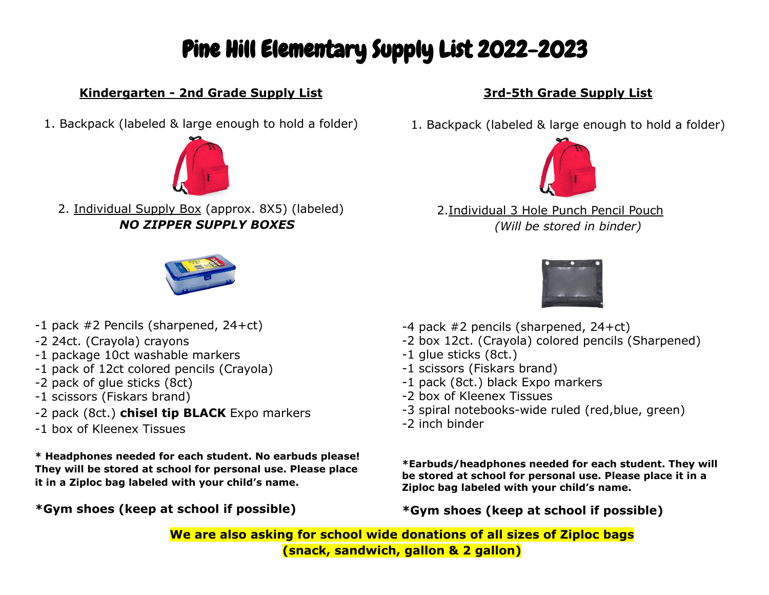# Pine Hill Elementary Supply List 2022-2023

## Kindergarten - 2nd Grade Supply List

1. Backpack (labeled & large enough to hold a folder)

2. Individual Supply Box (approx. 8X5) (labeled)
***NO ZIPPER SUPPLY BOXES***

- -1 pack #2 Pencils (sharpened, 24+ct)
- -2 24ct. (Crayola) crayons
- -1 package 10ct washable markers
- -1 pack of 12ct colored pencils (Crayola)
- -2 pack of glue sticks (8ct)
- -1 scissors (Fiskars brand)
- -2 pack (8ct.) **chisel tip BLACK** Expo markers
- -1 box of Kleenex Tissues

**\* Headphones needed for each student. No earbuds please! They will be stored at school for personal use. Please place it in a Ziploc bag labeled with your child's name.**

**\*Gym shoes (keep at school if possible)**

## 3rd-5th Grade Supply List

1. Backpack (labeled & large enough to hold a folder)

2. Individual 3 Hole Punch Pencil Pouch
*(Will be stored in binder)*

- -4 pack #2 pencils (sharpened, 24+ct)
- -2 box 12ct. (Crayola) colored pencils (Sharpened)
- -1 glue sticks (8ct.)
- -1 scissors (Fiskars brand)
- -1 pack (8ct.) black Expo markers
- -2 box of Kleenex Tissues
- -3 spiral notebooks-wide ruled (red,blue, green)
- -2 inch binder

**\*Earbuds/headphones needed for each student. They will be stored at school for personal use. Please place it in a Ziploc bag labeled with your child's name.**

**\*Gym shoes (keep at school if possible)**

**We are also asking for school wide donations of all sizes of Ziploc bags (snack, sandwich, gallon & 2 gallon)**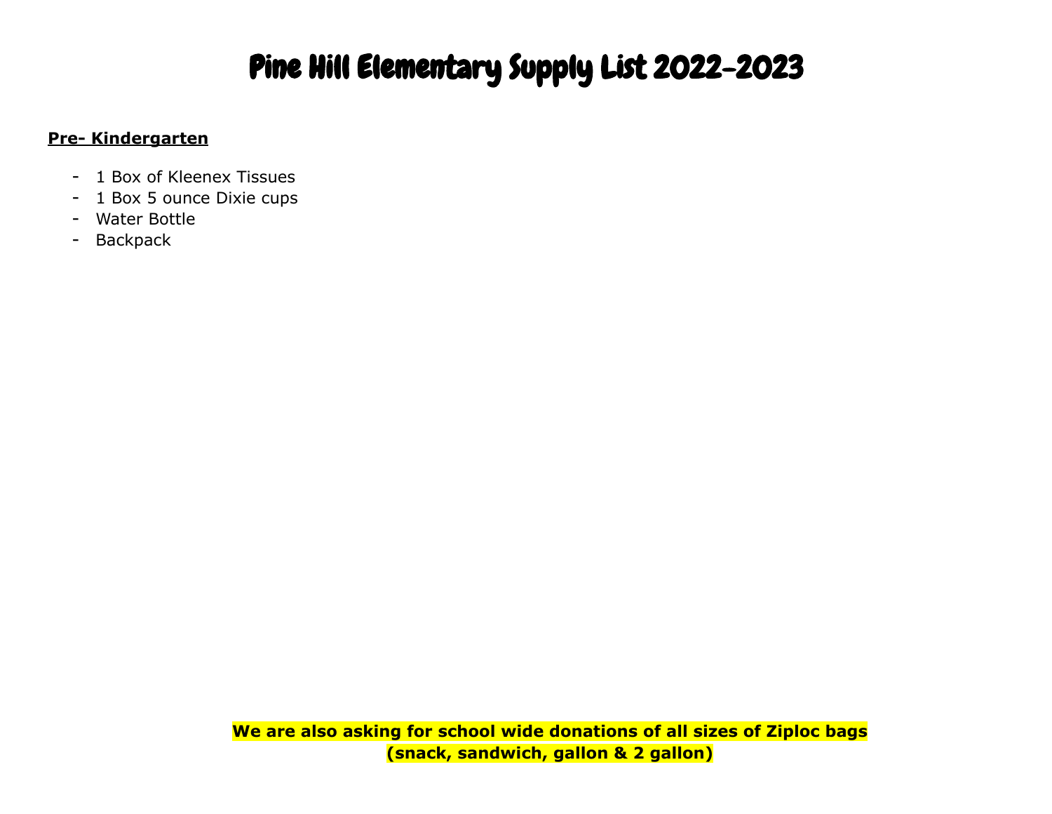# Pine Hill Elementary Supply List 2022-2023

**Pre- Kindergarten**

- 1 Box of Kleenex Tissues
- 1 Box 5 ounce Dixie cups
- Water Bottle
- Backpack

**We are also asking for school wide donations of all sizes of Ziploc bags (snack, sandwich, gallon & 2 gallon)**